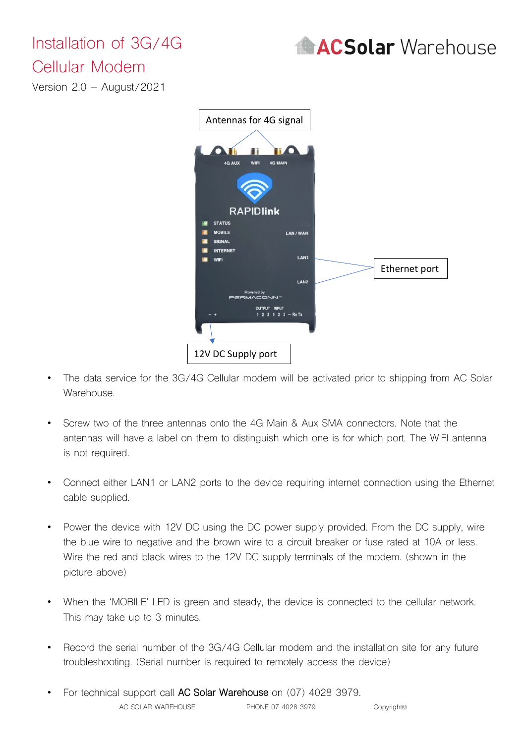# Installation of 3G/4G Cellular Modem

Version 2.0 – August/2021

ACSolar Warehouse

Antennas for 4G signal

Ethernet port

12V DC Supply port

- The data service for the 3G/4G Cellular modem will be activated prior to shipping from AC Solar Warehouse.
- Screw two of the three antennas onto the 4G Main & Aux SMA connectors. Note that the antennas will have a label on them to distinguish which one is for which port. The WIFI antenna is not required.
- Connect either LAN1 or LAN2 ports to the device requiring internet connection using the Ethernet cable supplied.
- Power the device with 12V DC using the DC power supply provided. From the DC supply, wire the blue wire to negative and the brown wire to a circuit breaker or fuse rated at 10A or less. Wire the red and black wires to the 12V DC supply terminals of the modem. (shown in the picture above)
- When the 'MOBILE' LED is green and steady, the device is connected to the cellular network. This may take up to 3 minutes.
- Record the serial number of the 3G/4G Cellular modem and the installation site for any future troubleshooting. (Serial number is required to remotely access the device)
- For technical support call AC Solar Warehouse on (07) 4028 3979.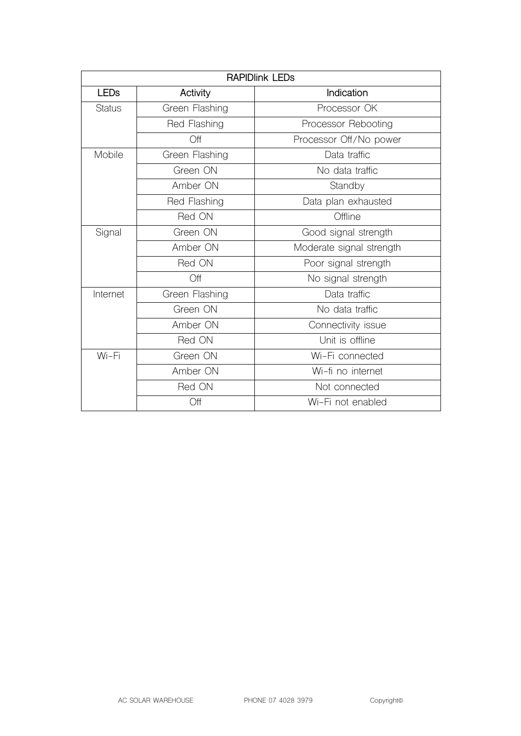| RAPIDlink LEDs | | |
| --- | --- | --- |
| **LEDs** | **Activity** | **Indication** |
| Status | Green Flashing | Processor OK |
| | Red Flashing | Processor Rebooting |
| | Off | Processor Off/No power |
| Mobile | Green Flashing | Data traffic |
| | Green ON | No data traffic |
| | Amber ON | Standby |
| | Red Flashing | Data plan exhausted |
| | Red ON | Offline |
| Signal | Green ON | Good signal strength |
| | Amber ON | Moderate signal strength |
| | Red ON | Poor signal strength |
| | Off | No signal strength |
| Internet | Green Flashing | Data traffic |
| | Green ON | No data traffic |
| | Amber ON | Connectivity issue |
| | Red ON | Unit is offline |
| Wi-Fi | Green ON | Wi-Fi connected |
| | Amber ON | Wi-fi no internet |
| | Red ON | Not connected |
| | Off | Wi-Fi not enabled |